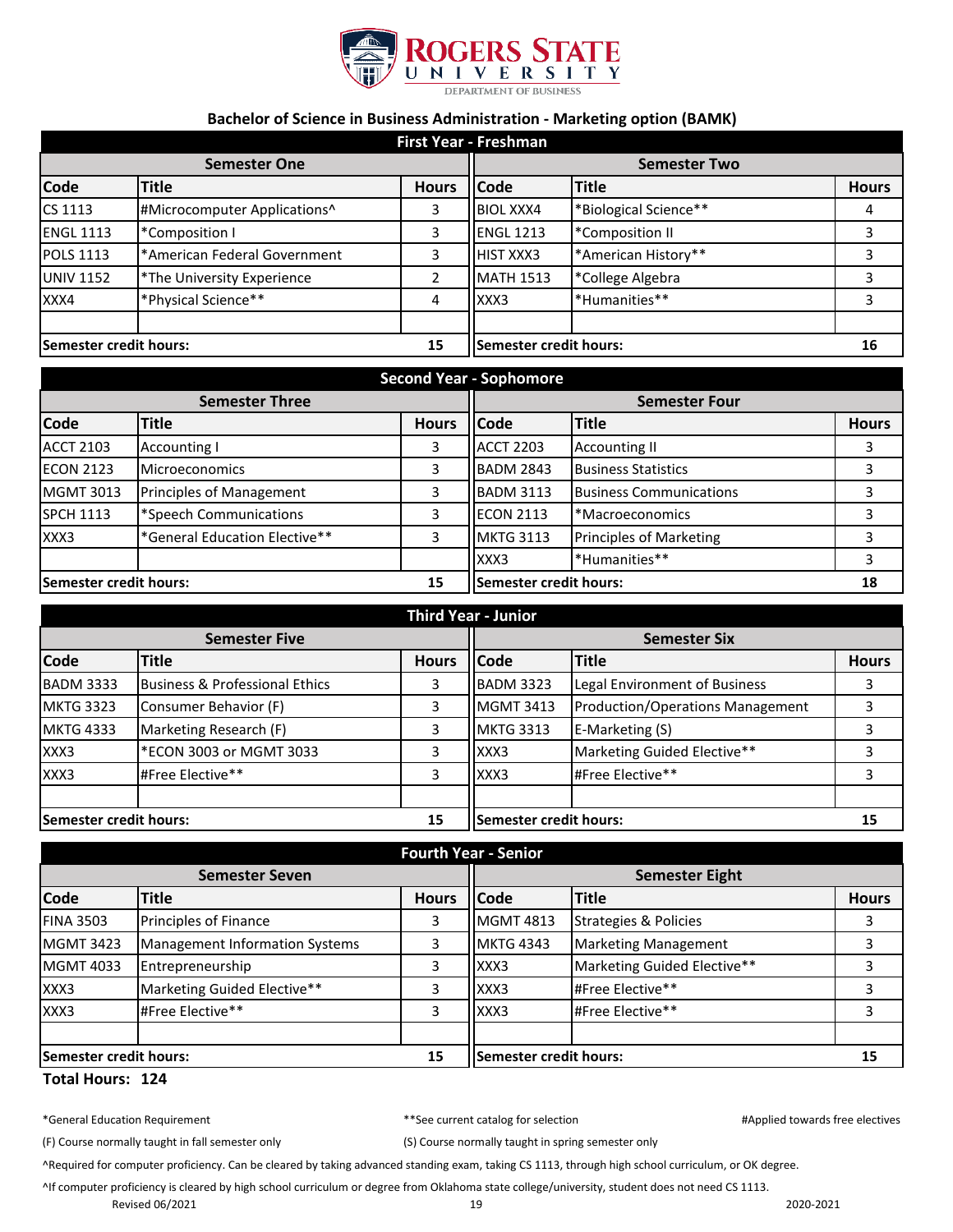ROGERS STATE UNIVERSITY
DEPARTMENT OF BUSINESS

## Bachelor of Science in Business Administration - Marketing option (BAMK)

### First Year - Freshman

| Semester One | | | Semester Two | | |
|---|---|---|---|---|---|
| **Code** | **Title** | **Hours** | **Code** | **Title** | **Hours** |
| CS 1113 | #Microcomputer Applications^ | 3 | BIOL XXX4 | *Biological Science** | 4 |
| ENGL 1113 | *Composition I | 3 | ENGL 1213 | *Composition II | 3 |
| POLS 1113 | *American Federal Government | 3 | HIST XXX3 | *American History** | 3 |
| UNIV 1152 | *The University Experience | 2 | MATH 1513 | *College Algebra | 3 |
| XXX4 | *Physical Science** | 4 | XXX3 | *Humanities** | 3 |
| | | | | | |
| **Semester credit hours:** | | **15** | **Semester credit hours:** | | **16** |

### Second Year - Sophomore

| Semester Three | | | Semester Four | | |
|---|---|---|---|---|---|
| **Code** | **Title** | **Hours** | **Code** | **Title** | **Hours** |
| ACCT 2103 | Accounting I | 3 | ACCT 2203 | Accounting II | 3 |
| ECON 2123 | Microeconomics | 3 | BADM 2843 | Business Statistics | 3 |
| MGMT 3013 | Principles of Management | 3 | BADM 3113 | Business Communications | 3 |
| SPCH 1113 | *Speech Communications | 3 | ECON 2113 | *Macroeconomics | 3 |
| XXX3 | *General Education Elective** | 3 | MKTG 3113 | Principles of Marketing | 3 |
| | | | XXX3 | *Humanities** | 3 |
| **Semester credit hours:** | | **15** | **Semester credit hours:** | | **18** |

### Third Year - Junior

| Semester Five | | | Semester Six | | |
|---|---|---|---|---|---|
| **Code** | **Title** | **Hours** | **Code** | **Title** | **Hours** |
| BADM 3333 | Business & Professional Ethics | 3 | BADM 3323 | Legal Environment of Business | 3 |
| MKTG 3323 | Consumer Behavior (F) | 3 | MGMT 3413 | Production/Operations Management | 3 |
| MKTG 4333 | Marketing Research (F) | 3 | MKTG 3313 | E-Marketing (S) | 3 |
| XXX3 | *ECON 3003 or MGMT 3033 | 3 | XXX3 | Marketing Guided Elective** | 3 |
| XXX3 | #Free Elective** | 3 | XXX3 | #Free Elective** | 3 |
| | | | | | |
| **Semester credit hours:** | | **15** | **Semester credit hours:** | | **15** |

### Fourth Year - Senior

| Semester Seven | | | Semester Eight | | |
|---|---|---|---|---|---|
| **Code** | **Title** | **Hours** | **Code** | **Title** | **Hours** |
| FINA 3503 | Principles of Finance | 3 | MGMT 4813 | Strategies & Policies | 3 |
| MGMT 3423 | Management Information Systems | 3 | MKTG 4343 | Marketing Management | 3 |
| MGMT 4033 | Entrepreneurship | 3 | XXX3 | Marketing Guided Elective** | 3 |
| XXX3 | Marketing Guided Elective** | 3 | XXX3 | #Free Elective** | 3 |
| XXX3 | #Free Elective** | 3 | XXX3 | #Free Elective** | 3 |
| | | | | | |
| **Semester credit hours:** | | **15** | **Semester credit hours:** | | **15** |

**Total Hours: 124**

*General Education Requirement  **See current catalog for selection  #Applied towards free electives

(F) Course normally taught in fall semester only  (S) Course normally taught in spring semester only

^Required for computer proficiency. Can be cleared by taking advanced standing exam, taking CS 1113, through high school curriculum, or OK degree.

^If computer proficiency is cleared by high school curriculum or degree from Oklahoma state college/university, student does not need CS 1113.

Revised 06/2021  2020-2021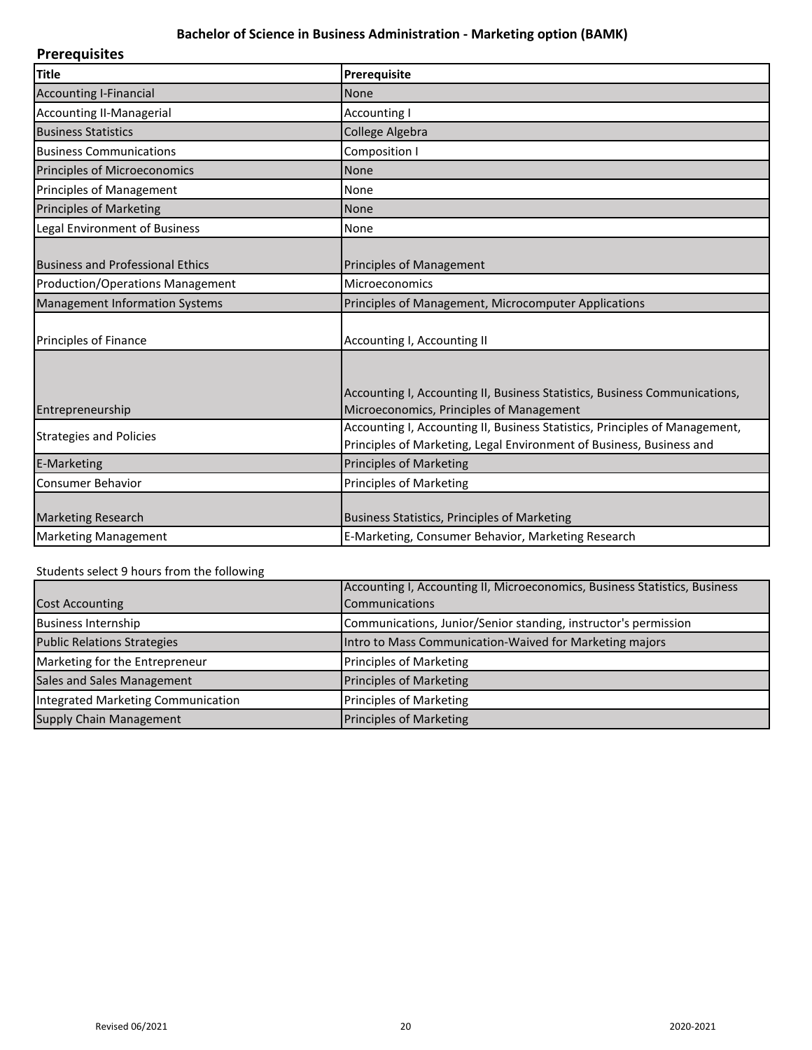**Bachelor of Science in Business Administration - Marketing option (BAMK)**

## Prerequisites

| Title | Prerequisite |
|---|---|
| Accounting I-Financial | None |
| Accounting II-Managerial | Accounting I |
| Business Statistics | College Algebra |
| Business Communications | Composition I |
| Principles of Microeconomics | None |
| Principles of Management | None |
| Principles of Marketing | None |
| Legal Environment of Business | None |
| Business and Professional Ethics | Principles of Management |
| Production/Operations Management | Microeconomics |
| Management Information Systems | Principles of Management, Microcomputer Applications |
| Principles of Finance | Accounting I, Accounting II |
| Entrepreneurship | Accounting I, Accounting II, Business Statistics, Business Communications, Microeconomics, Principles of Management |
| Strategies and Policies | Accounting I, Accounting II, Business Statistics, Principles of Management, Principles of Marketing, Legal Environment of Business, Business and |
| E-Marketing | Principles of Marketing |
| Consumer Behavior | Principles of Marketing |
| Marketing Research | Business Statistics, Principles of Marketing |
| Marketing Management | E-Marketing, Consumer Behavior, Marketing Research |

Students select 9 hours from the following

| | |
|---|---|
| Cost Accounting | Accounting I, Accounting II, Microeconomics, Business Statistics, Business Communications |
| Business Internship | Communications, Junior/Senior standing, instructor's permission |
| Public Relations Strategies | Intro to Mass Communication-Waived for Marketing majors |
| Marketing for the Entrepreneur | Principles of Marketing |
| Sales and Sales Management | Principles of Marketing |
| Integrated Marketing Communication | Principles of Marketing |
| Supply Chain Management | Principles of Marketing |

Revised 06/2021

2020-2021